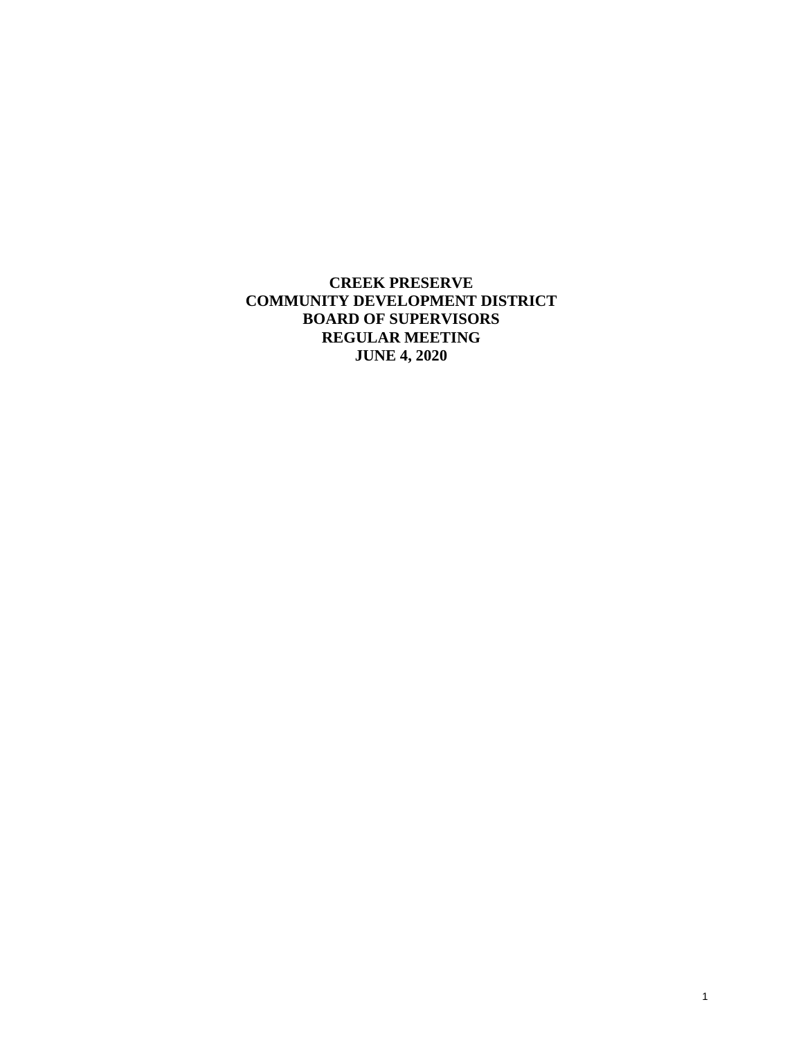# CREEK PRESERVE
# COMMUNITY DEVELOPMENT DISTRICT
# BOARD OF SUPERVISORS
# REGULAR MEETING
# JUNE 4, 2020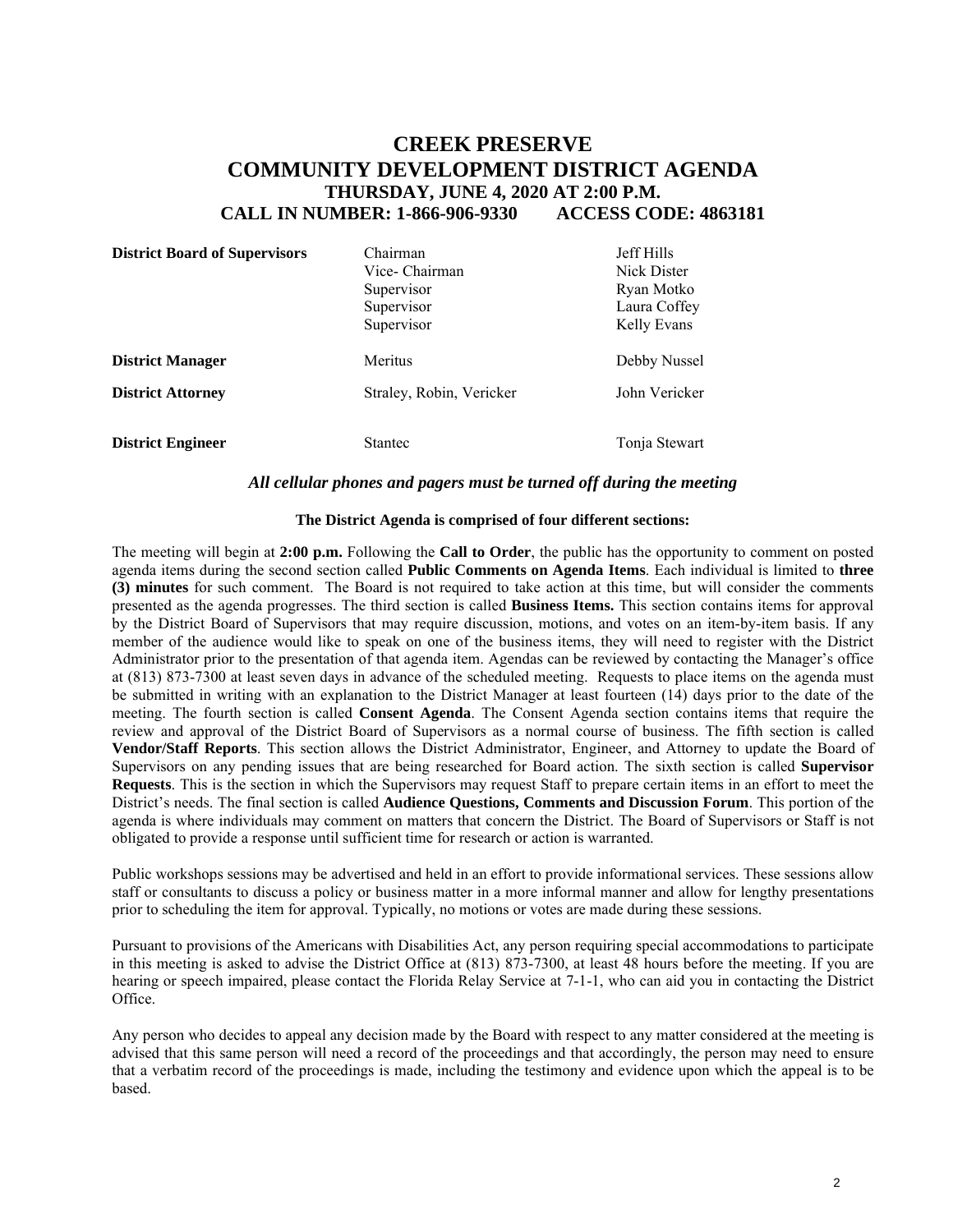# CREEK PRESERVE
# COMMUNITY DEVELOPMENT DISTRICT AGENDA
### THURSDAY, JUNE 4, 2020 AT 2:00 P.M.
### CALL IN NUMBER: 1-866-906-9330 ACCESS CODE: 4863181

| | | |
|---|---|---|
| **District Board of Supervisors** | Chairman | Jeff Hills |
| | Vice- Chairman | Nick Dister |
| | Supervisor | Ryan Motko |
| | Supervisor | Laura Coffey |
| | Supervisor | Kelly Evans |
| **District Manager** | Meritus | Debby Nussel |
| **District Attorney** | Straley, Robin, Vericker | John Vericker |
| **District Engineer** | Stantec | Tonja Stewart |

***All cellular phones and pagers must be turned off during the meeting***

**The District Agenda is comprised of four different sections:**

The meeting will begin at **2:00 p.m.** Following the **Call to Order**, the public has the opportunity to comment on posted agenda items during the second section called **Public Comments on Agenda Items**. Each individual is limited to **three (3) minutes** for such comment. The Board is not required to take action at this time, but will consider the comments presented as the agenda progresses. The third section is called **Business Items.** This section contains items for approval by the District Board of Supervisors that may require discussion, motions, and votes on an item-by-item basis. If any member of the audience would like to speak on one of the business items, they will need to register with the District Administrator prior to the presentation of that agenda item. Agendas can be reviewed by contacting the Manager's office at (813) 873-7300 at least seven days in advance of the scheduled meeting. Requests to place items on the agenda must be submitted in writing with an explanation to the District Manager at least fourteen (14) days prior to the date of the meeting. The fourth section is called **Consent Agenda**. The Consent Agenda section contains items that require the review and approval of the District Board of Supervisors as a normal course of business. The fifth section is called **Vendor/Staff Reports**. This section allows the District Administrator, Engineer, and Attorney to update the Board of Supervisors on any pending issues that are being researched for Board action. The sixth section is called **Supervisor Requests**. This is the section in which the Supervisors may request Staff to prepare certain items in an effort to meet the District's needs. The final section is called **Audience Questions, Comments and Discussion Forum**. This portion of the agenda is where individuals may comment on matters that concern the District. The Board of Supervisors or Staff is not obligated to provide a response until sufficient time for research or action is warranted.

Public workshops sessions may be advertised and held in an effort to provide informational services. These sessions allow staff or consultants to discuss a policy or business matter in a more informal manner and allow for lengthy presentations prior to scheduling the item for approval. Typically, no motions or votes are made during these sessions.

Pursuant to provisions of the Americans with Disabilities Act, any person requiring special accommodations to participate in this meeting is asked to advise the District Office at (813) 873-7300, at least 48 hours before the meeting. If you are hearing or speech impaired, please contact the Florida Relay Service at 7-1-1, who can aid you in contacting the District Office.

Any person who decides to appeal any decision made by the Board with respect to any matter considered at the meeting is advised that this same person will need a record of the proceedings and that accordingly, the person may need to ensure that a verbatim record of the proceedings is made, including the testimony and evidence upon which the appeal is to be based.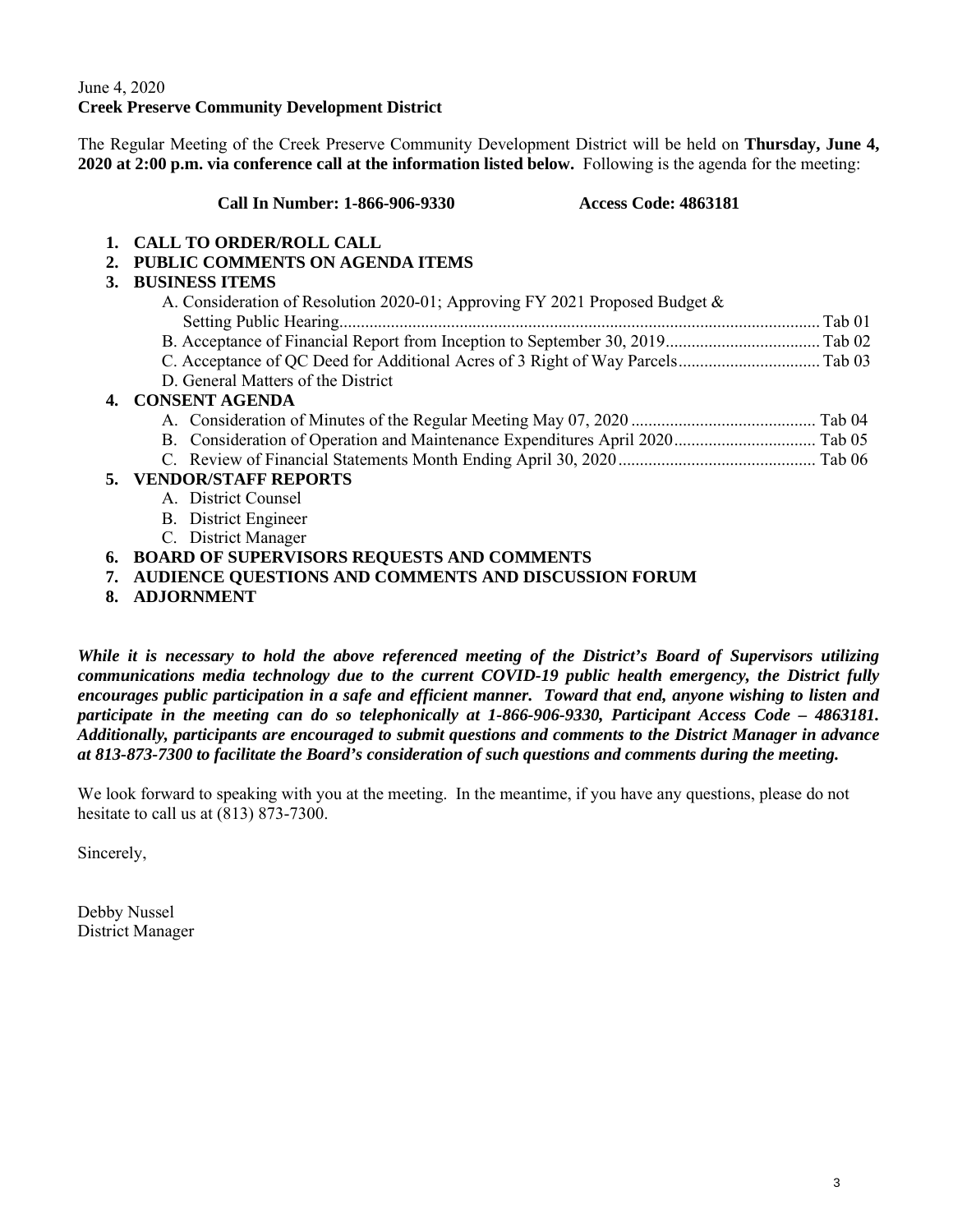June 4, 2020
**Creek Preserve Community Development District**

The Regular Meeting of the Creek Preserve Community Development District will be held on **Thursday, June 4, 2020 at 2:00 p.m. via conference call at the information listed below.** Following is the agenda for the meeting:

**Call In Number: 1-866-906-9330** **Access Code: 4863181**

1. **CALL TO ORDER/ROLL CALL**
2. **PUBLIC COMMENTS ON AGENDA ITEMS**
3. **BUSINESS ITEMS**
   - A. Consideration of Resolution 2020-01; Approving FY 2021 Proposed Budget & Setting Public Hearing............ Tab 01
   - B. Acceptance of Financial Report from Inception to September 30, 2019............ Tab 02
   - C. Acceptance of QC Deed for Additional Acres of 3 Right of Way Parcels............ Tab 03
   - D. General Matters of the District
4. **CONSENT AGENDA**
   - A. Consideration of Minutes of the Regular Meeting May 07, 2020............ Tab 04
   - B. Consideration of Operation and Maintenance Expenditures April 2020............ Tab 05
   - C. Review of Financial Statements Month Ending April 30, 2020............ Tab 06
5. **VENDOR/STAFF REPORTS**
   - A. District Counsel
   - B. District Engineer
   - C. District Manager
6. **BOARD OF SUPERVISORS REQUESTS AND COMMENTS**
7. **AUDIENCE QUESTIONS AND COMMENTS AND DISCUSSION FORUM**
8. **ADJOURNMENT**

***While it is necessary to hold the above referenced meeting of the District's Board of Supervisors utilizing communications media technology due to the current COVID-19 public health emergency, the District fully encourages public participation in a safe and efficient manner. Toward that end, anyone wishing to listen and participate in the meeting can do so telephonically at 1-866-906-9330, Participant Access Code – 4863181. Additionally, participants are encouraged to submit questions and comments to the District Manager in advance at 813-873-7300 to facilitate the Board's consideration of such questions and comments during the meeting.***

We look forward to speaking with you at the meeting. In the meantime, if you have any questions, please do not hesitate to call us at (813) 873-7300.

Sincerely,

Debby Nussel
District Manager